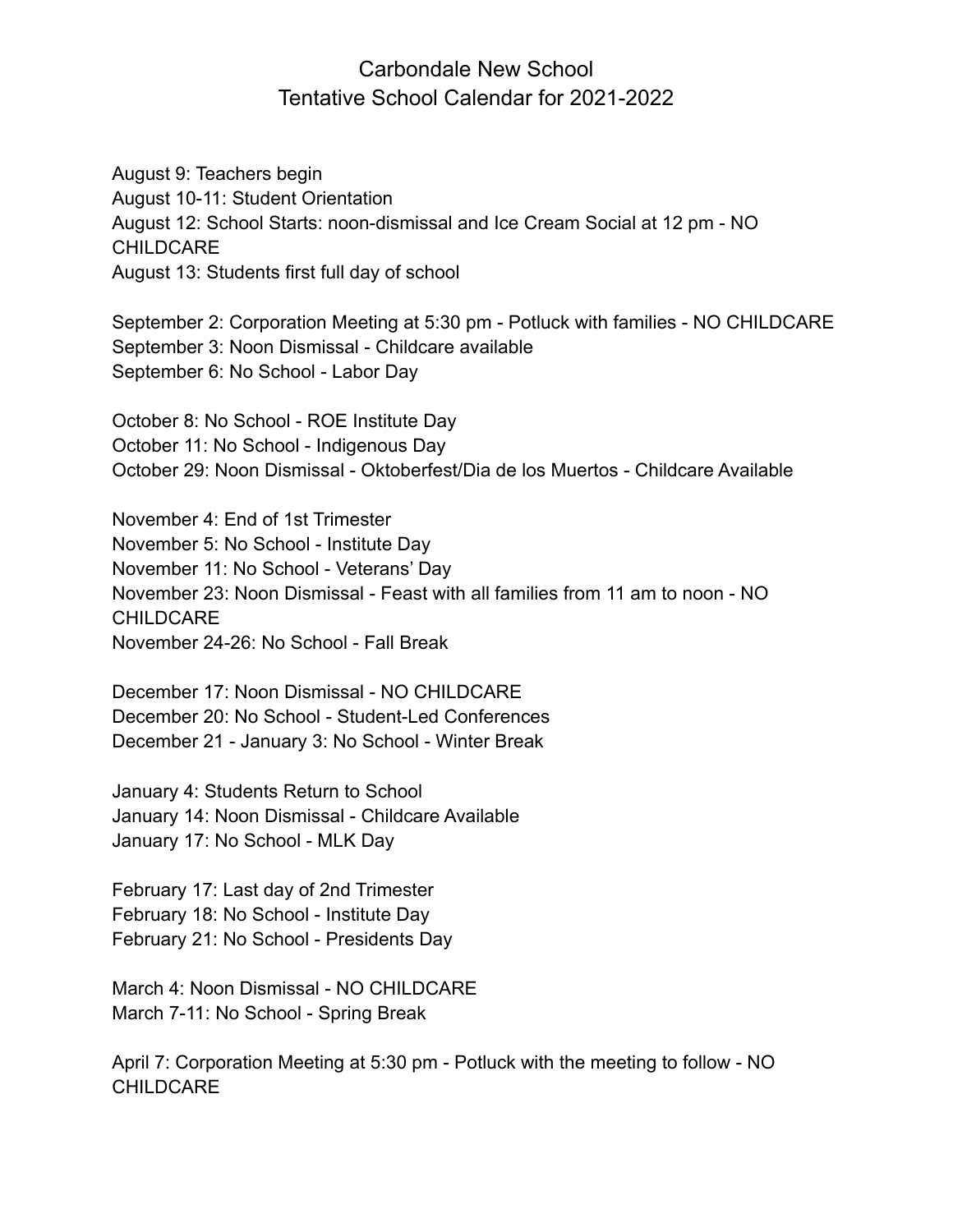# Carbondale New School
## Tentative School Calendar for 2021-2022

August 9: Teachers begin
August 10-11: Student Orientation
August 12: School Starts: noon-dismissal and Ice Cream Social at 12 pm - NO CHILDCARE
August 13: Students first full day of school

September 2: Corporation Meeting at 5:30 pm - Potluck with families - NO CHILDCARE
September 3: Noon Dismissal - Childcare available
September 6: No School - Labor Day

October 8: No School - ROE Institute Day
October 11: No School - Indigenous Day
October 29: Noon Dismissal - Oktoberfest/Dia de los Muertos - Childcare Available

November 4: End of 1st Trimester
November 5: No School - Institute Day
November 11: No School - Veterans' Day
November 23: Noon Dismissal - Feast with all families from 11 am to noon - NO CHILDCARE
November 24-26: No School - Fall Break

December 17: Noon Dismissal - NO CHILDCARE
December 20: No School - Student-Led Conferences
December 21 - January 3: No School - Winter Break

January 4: Students Return to School
January 14: Noon Dismissal - Childcare Available
January 17: No School - MLK Day

February 17: Last day of 2nd Trimester
February 18: No School - Institute Day
February 21: No School - Presidents Day

March 4: Noon Dismissal - NO CHILDCARE
March 7-11: No School - Spring Break

April 7: Corporation Meeting at 5:30 pm - Potluck with the meeting to follow - NO CHILDCARE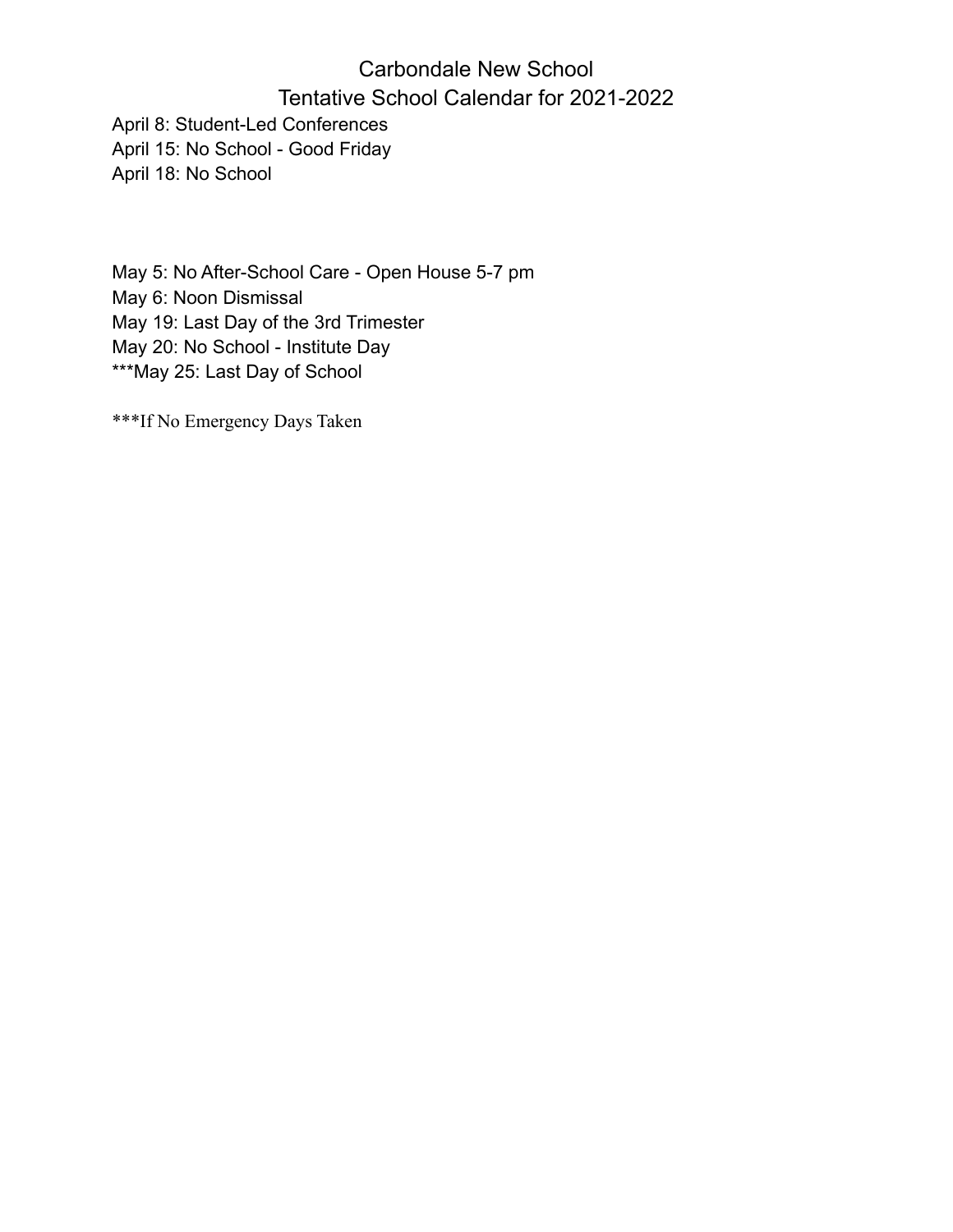# Carbondale New School
## Tentative School Calendar for 2021-2022

April 8: Student-Led Conferences
April 15: No School - Good Friday
April 18: No School

May 5: No After-School Care - Open House 5-7 pm
May 6: Noon Dismissal
May 19: Last Day of the 3rd Trimester
May 20: No School - Institute Day
***May 25: Last Day of School

***If No Emergency Days Taken